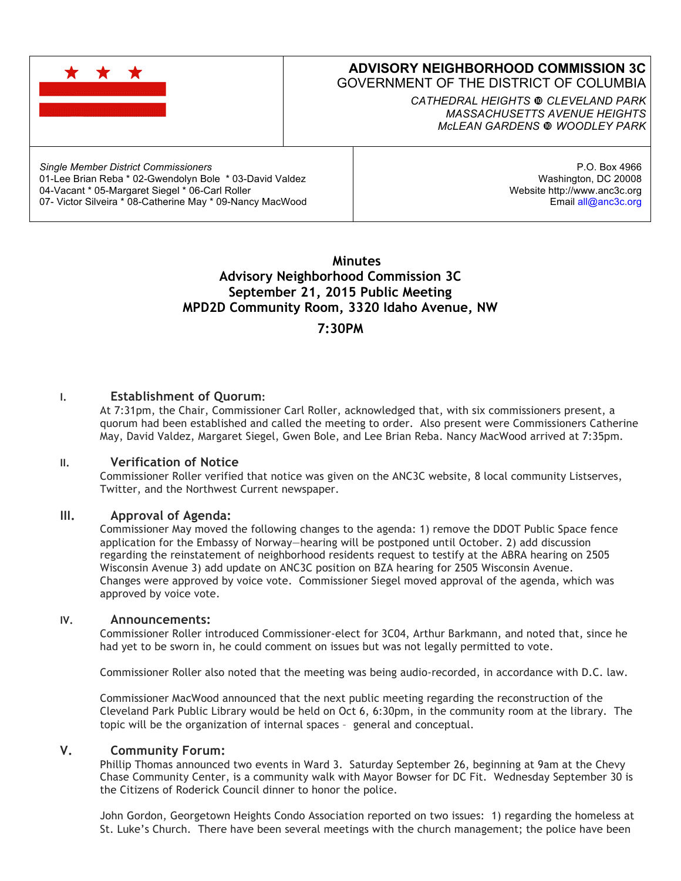# ADVISORY NEIGHBORHOOD COMMISSION 3C

GOVERNMENT OF THE DISTRICT OF COLUMBIA

*CATHEDRAL HEIGHTS ⓾ CLEVELAND PARK*
*MASSACHUSETTS AVENUE HEIGHTS*
*McLEAN GARDENS ⓾ WOODLEY PARK*

*Single Member District Commissioners*
01-Lee Brian Reba * 02-Gwendolyn Bole * 03-David Valdez
04-Vacant * 05-Margaret Siegel * 06-Carl Roller
07- Victor Silveira * 08-Catherine May * 09-Nancy MacWood

P.O. Box 4966
Washington, DC 20008
Website http://www.anc3c.org
Email all@anc3c.org

## Minutes
## Advisory Neighborhood Commission 3C
## September 21, 2015 Public Meeting
## MPD2D Community Room, 3320 Idaho Avenue, NW
## 7:30PM

### I. Establishment of Quorum:

At 7:31pm, the Chair, Commissioner Carl Roller, acknowledged that, with six commissioners present, a quorum had been established and called the meeting to order. Also present were Commissioners Catherine May, David Valdez, Margaret Siegel, Gwen Bole, and Lee Brian Reba. Nancy MacWood arrived at 7:35pm.

### II. Verification of Notice

Commissioner Roller verified that notice was given on the ANC3C website, 8 local community Listserves, Twitter, and the Northwest Current newspaper.

### III. Approval of Agenda:

Commissioner May moved the following changes to the agenda: 1) remove the DDOT Public Space fence application for the Embassy of Norway—hearing will be postponed until October. 2) add discussion regarding the reinstatement of neighborhood residents request to testify at the ABRA hearing on 2505 Wisconsin Avenue 3) add update on ANC3C position on BZA hearing for 2505 Wisconsin Avenue. Changes were approved by voice vote. Commissioner Siegel moved approval of the agenda, which was approved by voice vote.

### IV. Announcements:

Commissioner Roller introduced Commissioner-elect for 3C04, Arthur Barkmann, and noted that, since he had yet to be sworn in, he could comment on issues but was not legally permitted to vote.

Commissioner Roller also noted that the meeting was being audio-recorded, in accordance with D.C. law.

Commissioner MacWood announced that the next public meeting regarding the reconstruction of the Cleveland Park Public Library would be held on Oct 6, 6:30pm, in the community room at the library. The topic will be the organization of internal spaces – general and conceptual.

### V. Community Forum:

Phillip Thomas announced two events in Ward 3. Saturday September 26, beginning at 9am at the Chevy Chase Community Center, is a community walk with Mayor Bowser for DC Fit. Wednesday September 30 is the Citizens of Roderick Council dinner to honor the police.

John Gordon, Georgetown Heights Condo Association reported on two issues: 1) regarding the homeless at St. Luke's Church. There have been several meetings with the church management; the police have been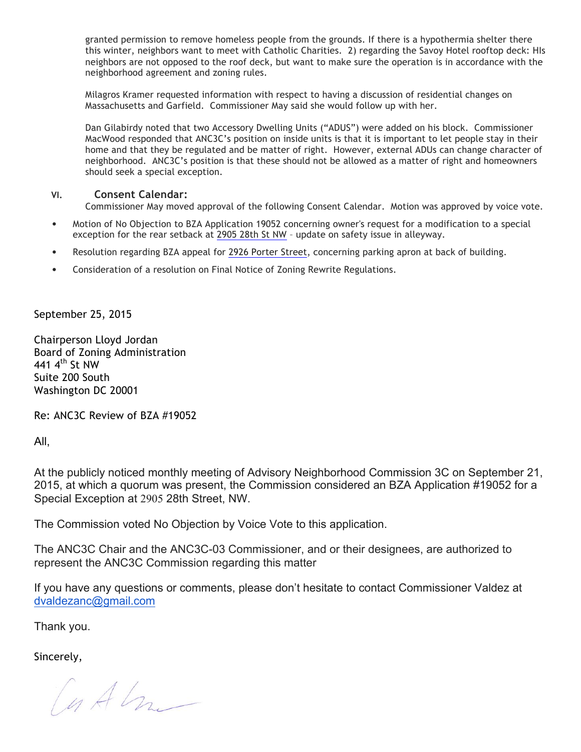granted permission to remove homeless people from the grounds. If there is a hypothermia shelter there this winter, neighbors want to meet with Catholic Charities. 2) regarding the Savoy Hotel rooftop deck: HIs neighbors are not opposed to the roof deck, but want to make sure the operation is in accordance with the neighborhood agreement and zoning rules.

Milagros Kramer requested information with respect to having a discussion of residential changes on Massachusetts and Garfield. Commissioner May said she would follow up with her.

Dan Gilabirdy noted that two Accessory Dwelling Units ("ADUS") were added on his block. Commissioner MacWood responded that ANC3C's position on inside units is that it is important to let people stay in their home and that they be regulated and be matter of right. However, external ADUs can change character of neighborhood. ANC3C's position is that these should not be allowed as a matter of right and homeowners should seek a special exception.

## VI. Consent Calendar:

Commissioner May moved approval of the following Consent Calendar. Motion was approved by voice vote.

- Motion of No Objection to BZA Application 19052 concerning owner's request for a modification to a special exception for the rear setback at 2905 28th St NW – update on safety issue in alleyway.
- Resolution regarding BZA appeal for 2926 Porter Street, concerning parking apron at back of building.
- Consideration of a resolution on Final Notice of Zoning Rewrite Regulations.

September 25, 2015

Chairperson Lloyd Jordan
Board of Zoning Administration
441 4th St NW
Suite 200 South
Washington DC 20001

Re: ANC3C Review of BZA #19052

All,

At the publicly noticed monthly meeting of Advisory Neighborhood Commission 3C on September 21, 2015, at which a quorum was present, the Commission considered an BZA Application #19052 for a Special Exception at 2905 28th Street, NW.

The Commission voted No Objection by Voice Vote to this application.

The ANC3C Chair and the ANC3C-03 Commissioner, and or their designees, are authorized to represent the ANC3C Commission regarding this matter

If you have any questions or comments, please don't hesitate to contact Commissioner Valdez at dvaldezanc@gmail.com

Thank you.

Sincerely,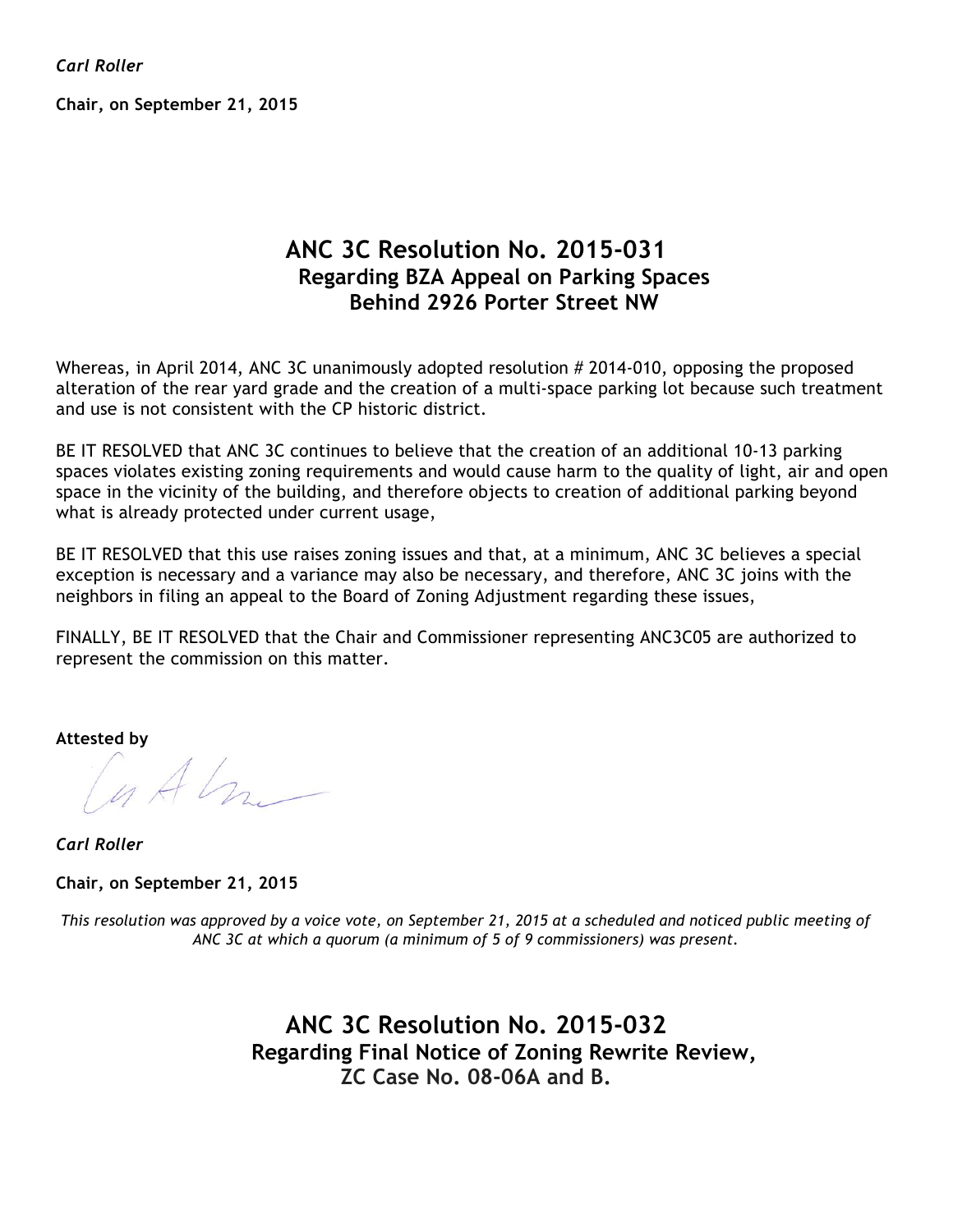*Carl Roller*

**Chair, on September 21, 2015**

## ANC 3C Resolution No. 2015-031
### Regarding BZA Appeal on Parking Spaces Behind 2926 Porter Street NW

Whereas, in April 2014, ANC 3C unanimously adopted resolution # 2014-010, opposing the proposed alteration of the rear yard grade and the creation of a multi-space parking lot because such treatment and use is not consistent with the CP historic district.

BE IT RESOLVED that ANC 3C continues to believe that the creation of an additional 10-13 parking spaces violates existing zoning requirements and would cause harm to the quality of light, air and open space in the vicinity of the building, and therefore objects to creation of additional parking beyond what is already protected under current usage,

BE IT RESOLVED that this use raises zoning issues and that, at a minimum, ANC 3C believes a special exception is necessary and a variance may also be necessary, and therefore, ANC 3C joins with the neighbors in filing an appeal to the Board of Zoning Adjustment regarding these issues,

FINALLY, BE IT RESOLVED that the Chair and Commissioner representing ANC3C05 are authorized to represent the commission on this matter.

**Attested by**

*Carl Roller*

**Chair, on September 21, 2015**

*This resolution was approved by a voice vote, on September 21, 2015 at a scheduled and noticed public meeting of ANC 3C at which a quorum (a minimum of 5 of 9 commissioners) was present.*

## ANC 3C Resolution No. 2015-032
### Regarding Final Notice of Zoning Rewrite Review, ZC Case No. 08-06A and B.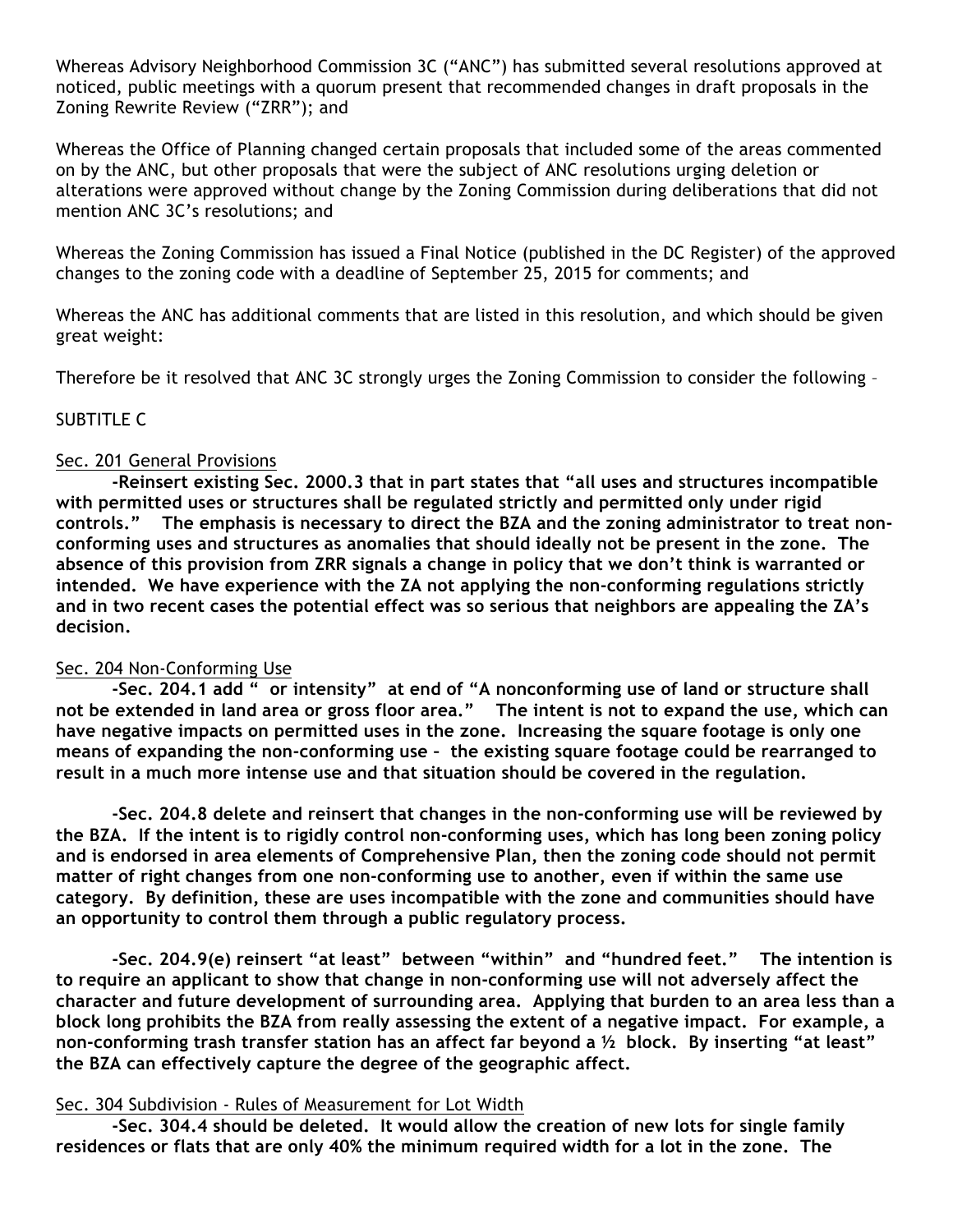Whereas Advisory Neighborhood Commission 3C ("ANC") has submitted several resolutions approved at noticed, public meetings with a quorum present that recommended changes in draft proposals in the Zoning Rewrite Review ("ZRR"); and

Whereas the Office of Planning changed certain proposals that included some of the areas commented on by the ANC, but other proposals that were the subject of ANC resolutions urging deletion or alterations were approved without change by the Zoning Commission during deliberations that did not mention ANC 3C's resolutions; and

Whereas the Zoning Commission has issued a Final Notice (published in the DC Register) of the approved changes to the zoning code with a deadline of September 25, 2015 for comments; and

Whereas the ANC has additional comments that are listed in this resolution, and which should be given great weight:

Therefore be it resolved that ANC 3C strongly urges the Zoning Commission to consider the following –

SUBTITLE C

Sec. 201 General Provisions

**-Reinsert existing Sec. 2000.3 that in part states that "all uses and structures incompatible with permitted uses or structures shall be regulated strictly and permitted only under rigid controls." The emphasis is necessary to direct the BZA and the zoning administrator to treat non-conforming uses and structures as anomalies that should ideally not be present in the zone. The absence of this provision from ZRR signals a change in policy that we don't think is warranted or intended. We have experience with the ZA not applying the non-conforming regulations strictly and in two recent cases the potential effect was so serious that neighbors are appealing the ZA's decision.**

Sec. 204 Non-Conforming Use

**-Sec. 204.1 add " or intensity" at end of "A nonconforming use of land or structure shall not be extended in land area or gross floor area." The intent is not to expand the use, which can have negative impacts on permitted uses in the zone. Increasing the square footage is only one means of expanding the non-conforming use – the existing square footage could be rearranged to result in a much more intense use and that situation should be covered in the regulation.**

**-Sec. 204.8 delete and reinsert that changes in the non-conforming use will be reviewed by the BZA. If the intent is to rigidly control non-conforming uses, which has long been zoning policy and is endorsed in area elements of Comprehensive Plan, then the zoning code should not permit matter of right changes from one non-conforming use to another, even if within the same use category. By definition, these are uses incompatible with the zone and communities should have an opportunity to control them through a public regulatory process.**

**-Sec. 204.9(e) reinsert "at least" between "within" and "hundred feet." The intention is to require an applicant to show that change in non-conforming use will not adversely affect the character and future development of surrounding area. Applying that burden to an area less than a block long prohibits the BZA from really assessing the extent of a negative impact. For example, a non-conforming trash transfer station has an affect far beyond a ½ block. By inserting "at least" the BZA can effectively capture the degree of the geographic affect.**

Sec. 304 Subdivision - Rules of Measurement for Lot Width

**-Sec. 304.4 should be deleted. It would allow the creation of new lots for single family residences or flats that are only 40% the minimum required width for a lot in the zone. The**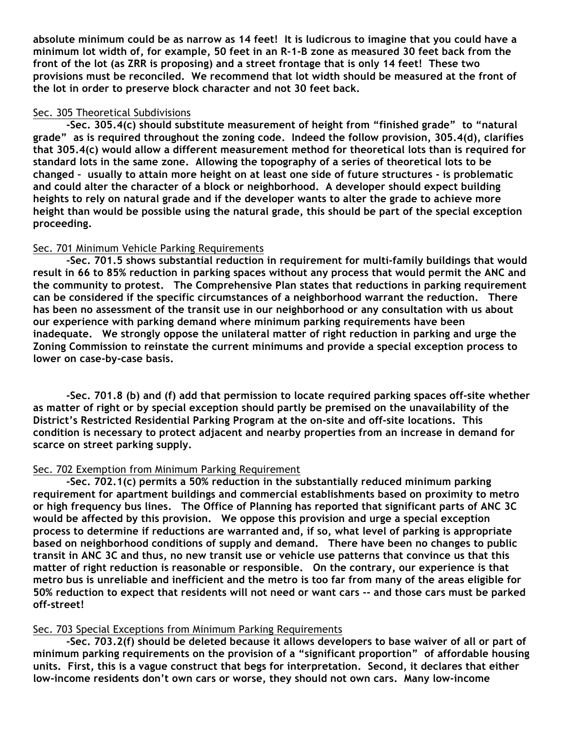**absolute minimum could be as narrow as 14 feet! It is ludicrous to imagine that you could have a minimum lot width of, for example, 50 feet in an R-1-B zone as measured 30 feet back from the front of the lot (as ZRR is proposing) and a street frontage that is only 14 feet! These two provisions must be reconciled. We recommend that lot width should be measured at the front of the lot in order to preserve block character and not 30 feet back.**

Sec. 305 Theoretical Subdivisions

**-Sec. 305.4(c) should substitute measurement of height from "finished grade" to "natural grade" as is required throughout the zoning code. Indeed the follow provision, 305.4(d), clarifies that 305.4(c) would allow a different measurement method for theoretical lots than is required for standard lots in the same zone. Allowing the topography of a series of theoretical lots to be changed – usually to attain more height on at least one side of future structures - is problematic and could alter the character of a block or neighborhood. A developer should expect building heights to rely on natural grade and if the developer wants to alter the grade to achieve more height than would be possible using the natural grade, this should be part of the special exception proceeding.**

Sec. 701 Minimum Vehicle Parking Requirements

**-Sec. 701.5 shows substantial reduction in requirement for multi-family buildings that would result in 66 to 85% reduction in parking spaces without any process that would permit the ANC and the community to protest. The Comprehensive Plan states that reductions in parking requirement can be considered if the specific circumstances of a neighborhood warrant the reduction. There has been no assessment of the transit use in our neighborhood or any consultation with us about our experience with parking demand where minimum parking requirements have been inadequate. We strongly oppose the unilateral matter of right reduction in parking and urge the Zoning Commission to reinstate the current minimums and provide a special exception process to lower on case-by-case basis.**

**-Sec. 701.8 (b) and (f) add that permission to locate required parking spaces off-site whether as matter of right or by special exception should partly be premised on the unavailability of the District's Restricted Residential Parking Program at the on-site and off-site locations. This condition is necessary to protect adjacent and nearby properties from an increase in demand for scarce on street parking supply.**

Sec. 702 Exemption from Minimum Parking Requirement

**-Sec. 702.1(c) permits a 50% reduction in the substantially reduced minimum parking requirement for apartment buildings and commercial establishments based on proximity to metro or high frequency bus lines. The Office of Planning has reported that significant parts of ANC 3C would be affected by this provision. We oppose this provision and urge a special exception process to determine if reductions are warranted and, if so, what level of parking is appropriate based on neighborhood conditions of supply and demand. There have been no changes to public transit in ANC 3C and thus, no new transit use or vehicle use patterns that convince us that this matter of right reduction is reasonable or responsible. On the contrary, our experience is that metro bus is unreliable and inefficient and the metro is too far from many of the areas eligible for 50% reduction to expect that residents will not need or want cars -- and those cars must be parked off-street!**

Sec. 703 Special Exceptions from Minimum Parking Requirements

**-Sec. 703.2(f) should be deleted because it allows developers to base waiver of all or part of minimum parking requirements on the provision of a "significant proportion" of affordable housing units. First, this is a vague construct that begs for interpretation. Second, it declares that either low-income residents don't own cars or worse, they should not own cars. Many low-income**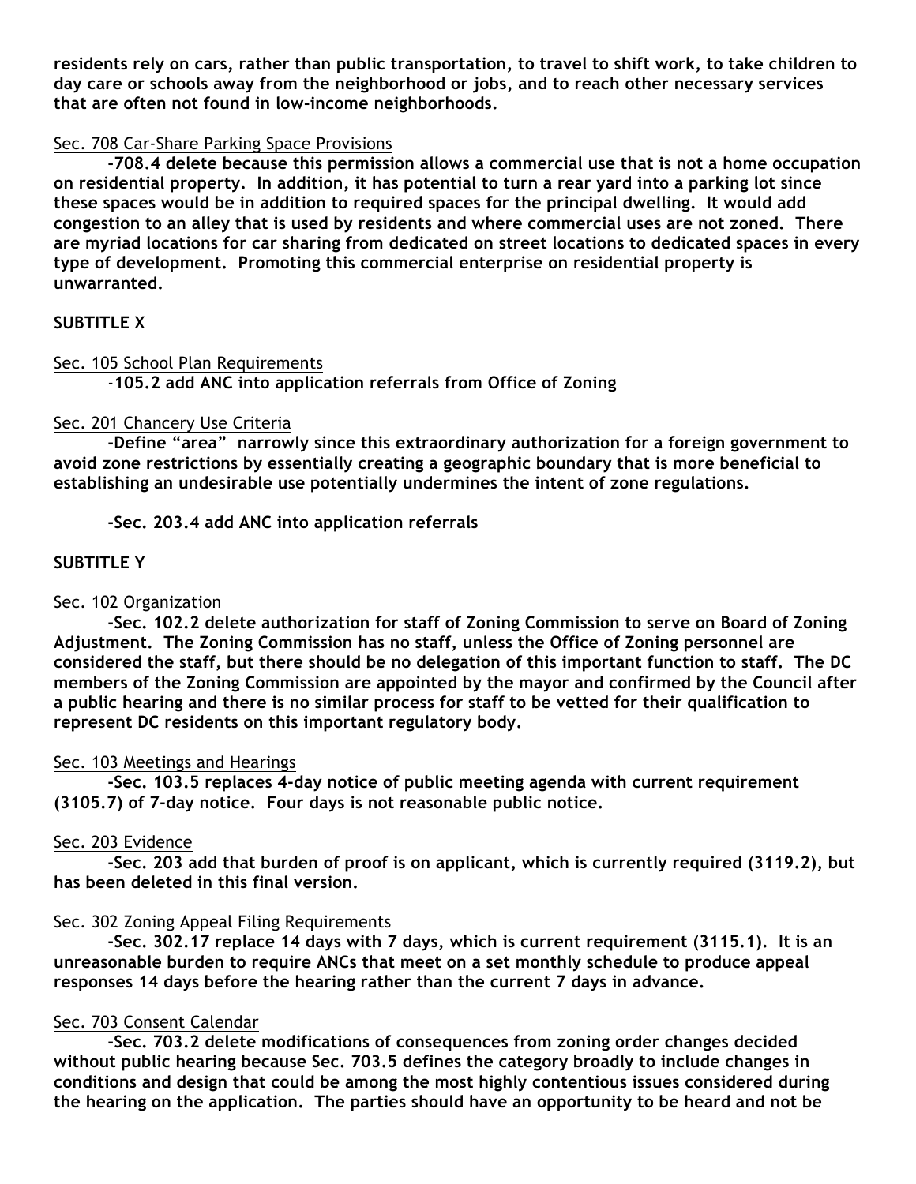**residents rely on cars, rather than public transportation, to travel to shift work, to take children to day care or schools away from the neighborhood or jobs, and to reach other necessary services that are often not found in low-income neighborhoods.**

Sec. 708 Car-Share Parking Space Provisions

**-708.4 delete because this permission allows a commercial use that is not a home occupation on residential property. In addition, it has potential to turn a rear yard into a parking lot since these spaces would be in addition to required spaces for the principal dwelling. It would add congestion to an alley that is used by residents and where commercial uses are not zoned. There are myriad locations for car sharing from dedicated on street locations to dedicated spaces in every type of development. Promoting this commercial enterprise on residential property is unwarranted.**

**SUBTITLE X**

Sec. 105 School Plan Requirements

-**105.2 add ANC into application referrals from Office of Zoning**

Sec. 201 Chancery Use Criteria

**-Define "area" narrowly since this extraordinary authorization for a foreign government to avoid zone restrictions by essentially creating a geographic boundary that is more beneficial to establishing an undesirable use potentially undermines the intent of zone regulations.**

**-Sec. 203.4 add ANC into application referrals**

**SUBTITLE Y**

Sec. 102 Organization

**-Sec. 102.2 delete authorization for staff of Zoning Commission to serve on Board of Zoning Adjustment. The Zoning Commission has no staff, unless the Office of Zoning personnel are considered the staff, but there should be no delegation of this important function to staff. The DC members of the Zoning Commission are appointed by the mayor and confirmed by the Council after a public hearing and there is no similar process for staff to be vetted for their qualification to represent DC residents on this important regulatory body.**

Sec. 103 Meetings and Hearings

**-Sec. 103.5 replaces 4-day notice of public meeting agenda with current requirement (3105.7) of 7-day notice. Four days is not reasonable public notice.**

Sec. 203 Evidence

**-Sec. 203 add that burden of proof is on applicant, which is currently required (3119.2), but has been deleted in this final version.**

Sec. 302 Zoning Appeal Filing Requirements

**-Sec. 302.17 replace 14 days with 7 days, which is current requirement (3115.1). It is an unreasonable burden to require ANCs that meet on a set monthly schedule to produce appeal responses 14 days before the hearing rather than the current 7 days in advance.**

Sec. 703 Consent Calendar

**-Sec. 703.2 delete modifications of consequences from zoning order changes decided without public hearing because Sec. 703.5 defines the category broadly to include changes in conditions and design that could be among the most highly contentious issues considered during the hearing on the application. The parties should have an opportunity to be heard and not be**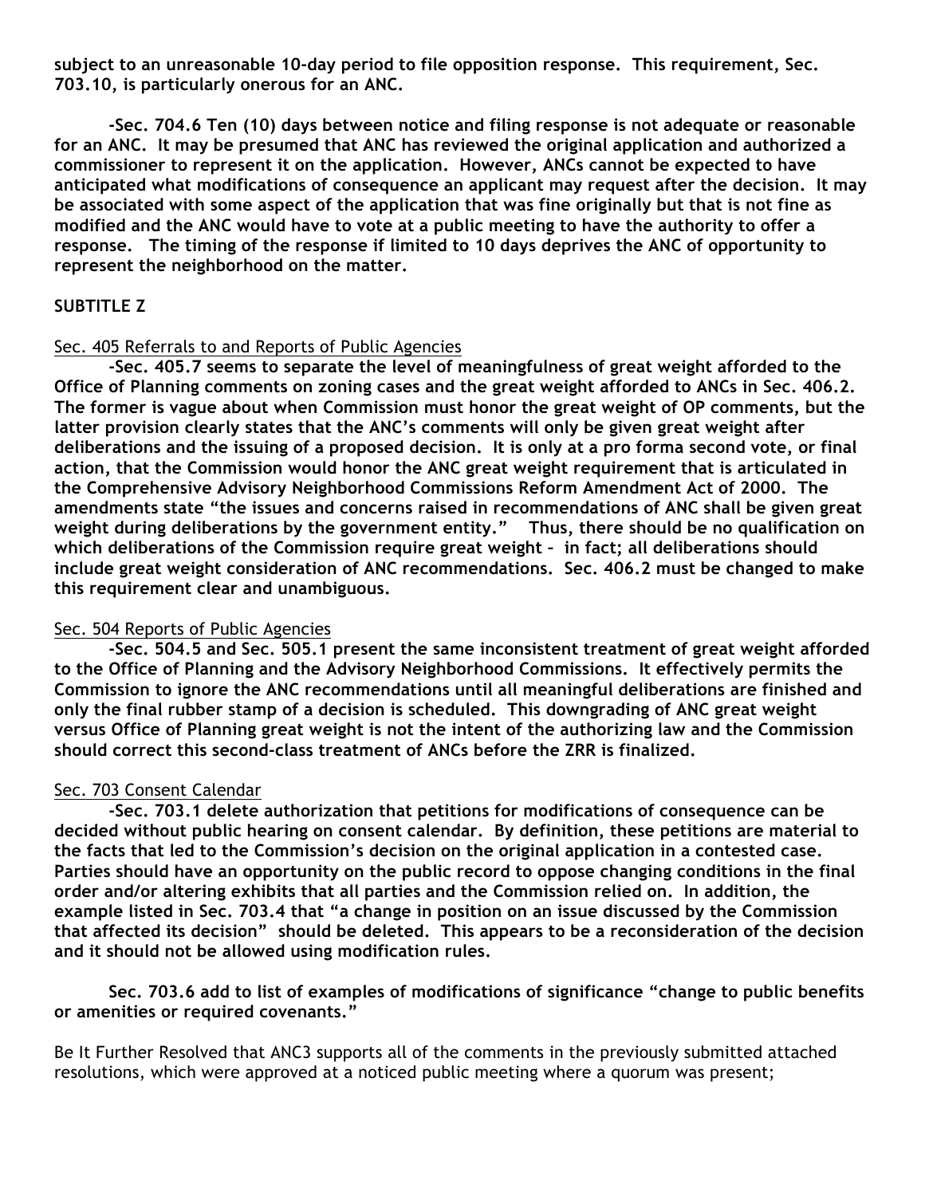**subject to an unreasonable 10-day period to file opposition response. This requirement, Sec. 703.10, is particularly onerous for an ANC.**

**-Sec. 704.6 Ten (10) days between notice and filing response is not adequate or reasonable for an ANC. It may be presumed that ANC has reviewed the original application and authorized a commissioner to represent it on the application. However, ANCs cannot be expected to have anticipated what modifications of consequence an applicant may request after the decision. It may be associated with some aspect of the application that was fine originally but that is not fine as modified and the ANC would have to vote at a public meeting to have the authority to offer a response. The timing of the response if limited to 10 days deprives the ANC of opportunity to represent the neighborhood on the matter.**

**SUBTITLE Z**

Sec. 405 Referrals to and Reports of Public Agencies

**-Sec. 405.7 seems to separate the level of meaningfulness of great weight afforded to the Office of Planning comments on zoning cases and the great weight afforded to ANCs in Sec. 406.2. The former is vague about when Commission must honor the great weight of OP comments, but the latter provision clearly states that the ANC's comments will only be given great weight after deliberations and the issuing of a proposed decision. It is only at a pro forma second vote, or final action, that the Commission would honor the ANC great weight requirement that is articulated in the Comprehensive Advisory Neighborhood Commissions Reform Amendment Act of 2000. The amendments state "the issues and concerns raised in recommendations of ANC shall be given great weight during deliberations by the government entity." Thus, there should be no qualification on which deliberations of the Commission require great weight – in fact; all deliberations should include great weight consideration of ANC recommendations. Sec. 406.2 must be changed to make this requirement clear and unambiguous.**

Sec. 504 Reports of Public Agencies

**-Sec. 504.5 and Sec. 505.1 present the same inconsistent treatment of great weight afforded to the Office of Planning and the Advisory Neighborhood Commissions. It effectively permits the Commission to ignore the ANC recommendations until all meaningful deliberations are finished and only the final rubber stamp of a decision is scheduled. This downgrading of ANC great weight versus Office of Planning great weight is not the intent of the authorizing law and the Commission should correct this second-class treatment of ANCs before the ZRR is finalized.**

Sec. 703 Consent Calendar

**-Sec. 703.1 delete authorization that petitions for modifications of consequence can be decided without public hearing on consent calendar. By definition, these petitions are material to the facts that led to the Commission's decision on the original application in a contested case. Parties should have an opportunity on the public record to oppose changing conditions in the final order and/or altering exhibits that all parties and the Commission relied on. In addition, the example listed in Sec. 703.4 that "a change in position on an issue discussed by the Commission that affected its decision" should be deleted. This appears to be a reconsideration of the decision and it should not be allowed using modification rules.**

**Sec. 703.6 add to list of examples of modifications of significance "change to public benefits or amenities or required covenants."**

Be It Further Resolved that ANC3 supports all of the comments in the previously submitted attached resolutions, which were approved at a noticed public meeting where a quorum was present;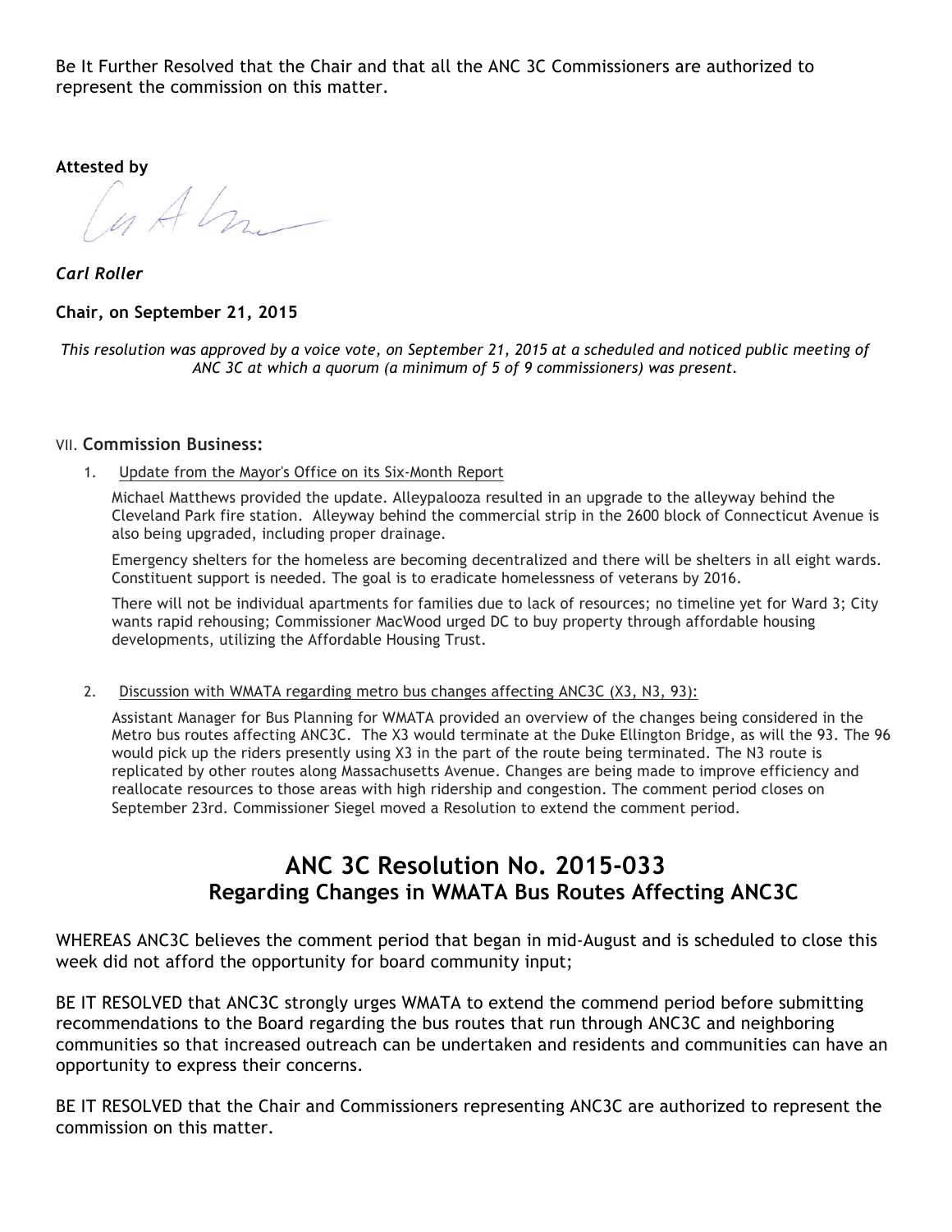Be It Further Resolved that the Chair and that all the ANC 3C Commissioners are authorized to represent the commission on this matter.

**Attested by**

***Carl Roller***

**Chair, on September 21, 2015**

*This resolution was approved by a voice vote, on September 21, 2015 at a scheduled and noticed public meeting of ANC 3C at which a quorum (a minimum of 5 of 9 commissioners) was present.*

VII. **Commission Business:**

1. Update from the Mayor's Office on its Six-Month Report

   Michael Matthews provided the update. Alleypalooza resulted in an upgrade to the alleyway behind the Cleveland Park fire station. Alleyway behind the commercial strip in the 2600 block of Connecticut Avenue is also being upgraded, including proper drainage.

   Emergency shelters for the homeless are becoming decentralized and there will be shelters in all eight wards. Constituent support is needed. The goal is to eradicate homelessness of veterans by 2016.

   There will not be individual apartments for families due to lack of resources; no timeline yet for Ward 3; City wants rapid rehousing; Commissioner MacWood urged DC to buy property through affordable housing developments, utilizing the Affordable Housing Trust.

2. Discussion with WMATA regarding metro bus changes affecting ANC3C (X3, N3, 93):

   Assistant Manager for Bus Planning for WMATA provided an overview of the changes being considered in the Metro bus routes affecting ANC3C. The X3 would terminate at the Duke Ellington Bridge, as will the 93. The 96 would pick up the riders presently using X3 in the part of the route being terminated. The N3 route is replicated by other routes along Massachusetts Avenue. Changes are being made to improve efficiency and reallocate resources to those areas with high ridership and congestion. The comment period closes on September 23rd. Commissioner Siegel moved a Resolution to extend the comment period.

## ANC 3C Resolution No. 2015-033
### Regarding Changes in WMATA Bus Routes Affecting ANC3C

WHEREAS ANC3C believes the comment period that began in mid-August and is scheduled to close this week did not afford the opportunity for board community input;

BE IT RESOLVED that ANC3C strongly urges WMATA to extend the commend period before submitting recommendations to the Board regarding the bus routes that run through ANC3C and neighboring communities so that increased outreach can be undertaken and residents and communities can have an opportunity to express their concerns.

BE IT RESOLVED that the Chair and Commissioners representing ANC3C are authorized to represent the commission on this matter.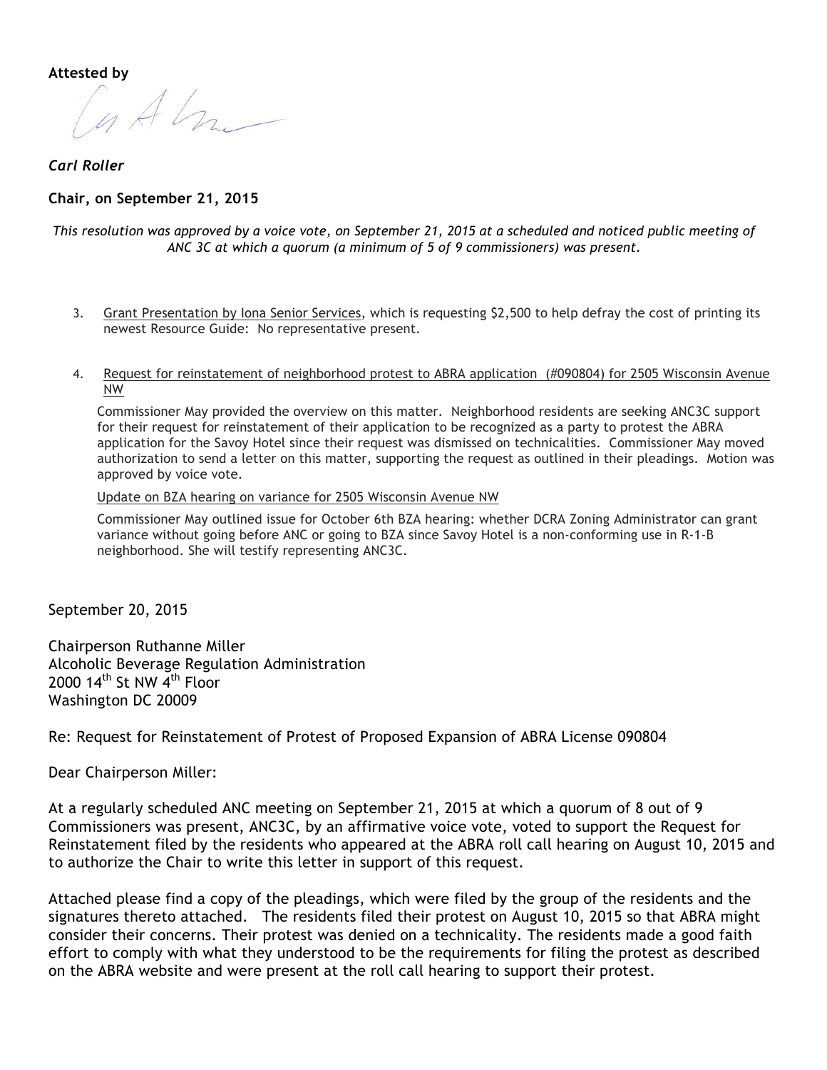**Attested by**

*Carl Roller*

**Chair, on September 21, 2015**

*This resolution was approved by a voice vote, on September 21, 2015 at a scheduled and noticed public meeting of ANC 3C at which a quorum (a minimum of 5 of 9 commissioners) was present.*

3. Grant Presentation by Iona Senior Services, which is requesting $2,500 to help defray the cost of printing its newest Resource Guide: No representative present.

4. Request for reinstatement of neighborhood protest to ABRA application (#090804) for 2505 Wisconsin Avenue NW

   Commissioner May provided the overview on this matter. Neighborhood residents are seeking ANC3C support for their request for reinstatement of their application to be recognized as a party to protest the ABRA application for the Savoy Hotel since their request was dismissed on technicalities. Commissioner May moved authorization to send a letter on this matter, supporting the request as outlined in their pleadings. Motion was approved by voice vote.

   Update on BZA hearing on variance for 2505 Wisconsin Avenue NW

   Commissioner May outlined issue for October 6th BZA hearing: whether DCRA Zoning Administrator can grant variance without going before ANC or going to BZA since Savoy Hotel is a non-conforming use in R-1-B neighborhood. She will testify representing ANC3C.

September 20, 2015

Chairperson Ruthanne Miller
Alcoholic Beverage Regulation Administration
2000 14th St NW 4th Floor
Washington DC 20009

Re: Request for Reinstatement of Protest of Proposed Expansion of ABRA License 090804

Dear Chairperson Miller:

At a regularly scheduled ANC meeting on September 21, 2015 at which a quorum of 8 out of 9 Commissioners was present, ANC3C, by an affirmative voice vote, voted to support the Request for Reinstatement filed by the residents who appeared at the ABRA roll call hearing on August 10, 2015 and to authorize the Chair to write this letter in support of this request.

Attached please find a copy of the pleadings, which were filed by the group of the residents and the signatures thereto attached. The residents filed their protest on August 10, 2015 so that ABRA might consider their concerns. Their protest was denied on a technicality. The residents made a good faith effort to comply with what they understood to be the requirements for filing the protest as described on the ABRA website and were present at the roll call hearing to support their protest.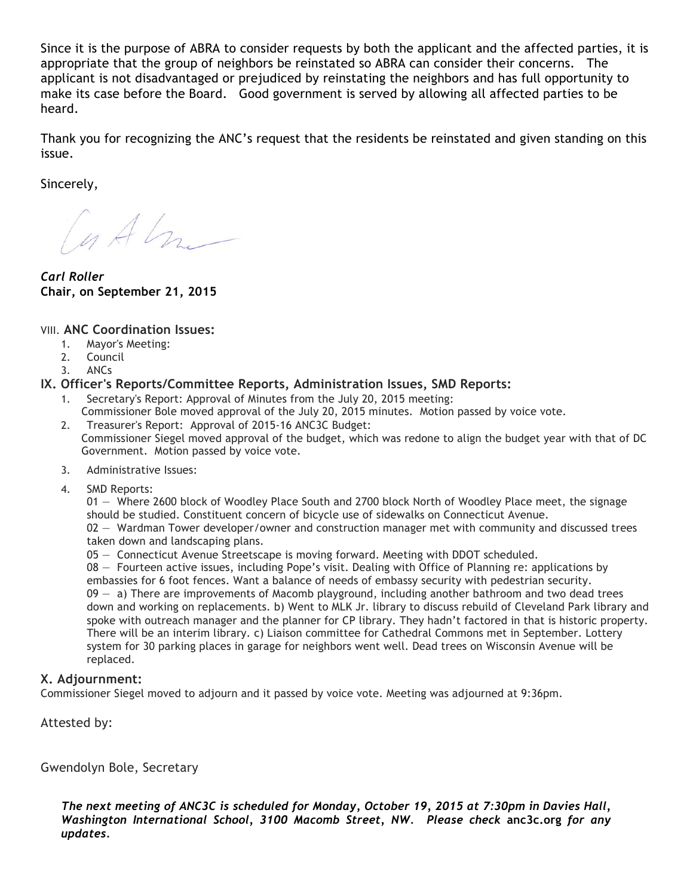Since it is the purpose of ABRA to consider requests by both the applicant and the affected parties, it is appropriate that the group of neighbors be reinstated so ABRA can consider their concerns. The applicant is not disadvantaged or prejudiced by reinstating the neighbors and has full opportunity to make its case before the Board. Good government is served by allowing all affected parties to be heard.

Thank you for recognizing the ANC's request that the residents be reinstated and given standing on this issue.

Sincerely,

***Carl Roller***
**Chair, on September 21, 2015**

VIII. **ANC Coordination Issues:**

1. Mayor's Meeting:
2. Council
3. ANCs

**IX. Officer's Reports/Committee Reports, Administration Issues, SMD Reports:**

1. Secretary's Report: Approval of Minutes from the July 20, 2015 meeting:
   Commissioner Bole moved approval of the July 20, 2015 minutes. Motion passed by voice vote.
2. Treasurer's Report: Approval of 2015-16 ANC3C Budget:
   Commissioner Siegel moved approval of the budget, which was redone to align the budget year with that of DC Government. Motion passed by voice vote.
3. Administrative Issues:
4. SMD Reports:
   01 — Where 2600 block of Woodley Place South and 2700 block North of Woodley Place meet, the signage should be studied. Constituent concern of bicycle use of sidewalks on Connecticut Avenue.
   02 — Wardman Tower developer/owner and construction manager met with community and discussed trees taken down and landscaping plans.
   05 — Connecticut Avenue Streetscape is moving forward. Meeting with DDOT scheduled.
   08 — Fourteen active issues, including Pope's visit. Dealing with Office of Planning re: applications by embassies for 6 foot fences. Want a balance of needs of embassy security with pedestrian security.
   09 — a) There are improvements of Macomb playground, including another bathroom and two dead trees down and working on replacements. b) Went to MLK Jr. library to discuss rebuild of Cleveland Park library and spoke with outreach manager and the planner for CP library. They hadn't factored in that is historic property. There will be an interim library. c) Liaison committee for Cathedral Commons met in September. Lottery system for 30 parking places in garage for neighbors went well. Dead trees on Wisconsin Avenue will be replaced.

**X. Adjournment:**

Commissioner Siegel moved to adjourn and it passed by voice vote. Meeting was adjourned at 9:36pm.

Attested by:

Gwendolyn Bole, Secretary

***The next meeting of ANC3C is scheduled for Monday, October 19, 2015 at 7:30pm in Davies Hall, Washington International School, 3100 Macomb Street, NW. Please check* anc3c.org *for any updates.***